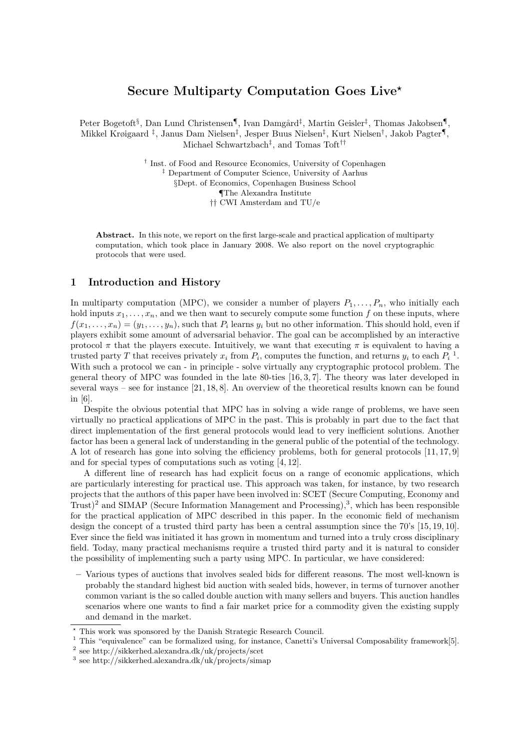# Secure Multiparty Computation Goes Live*

Peter Bogetoft[§], Dan Lund Christensen[¶], Ivan Damgård[‡], Martin Geisler[‡], Thomas Jakobsen[¶], Mikkel Krøigaard [‡], Janus Dam Nielsen[‡], Jesper Buus Nielsen[‡], Kurt Nielsen[†], Jakob Pagter[¶], Michael Schwartzbach[‡], and Tomas Toft[††]

[†] Inst. of Food and Resource Economics, University of Copenhagen
[‡] Department of Computer Science, University of Aarhus
§Dept. of Economics, Copenhagen Business School
¶The Alexandra Institute
†† CWI Amsterdam and TU/e

**Abstract.** In this note, we report on the first large-scale and practical application of multiparty computation, which took place in January 2008. We also report on the novel cryptographic protocols that were used.

## 1 Introduction and History

In multiparty computation (MPC), we consider a number of players $P_1, \ldots, P_n$, who initially each hold inputs $x_1, \ldots, x_n$, and we then want to securely compute some function $f$ on these inputs, where $f(x_1, \ldots, x_n) = (y_1, \ldots, y_n)$, such that $P_i$ learns $y_i$ but no other information. This should hold, even if players exhibit some amount of adversarial behavior. The goal can be accomplished by an interactive protocol $\pi$ that the players execute. Intuitively, we want that executing $\pi$ is equivalent to having a trusted party $T$ that receives privately $x_i$ from $P_i$, computes the function, and returns $y_i$ to each $P_i$ [1]. With such a protocol we can - in principle - solve virtually any cryptographic protocol problem. The general theory of MPC was founded in the late 80-ties [16, 3, 7]. The theory was later developed in several ways – see for instance [21, 18, 8]. An overview of the theoretical results known can be found in [6].

Despite the obvious potential that MPC has in solving a wide range of problems, we have seen virtually no practical applications of MPC in the past. This is probably in part due to the fact that direct implementation of the first general protocols would lead to very inefficient solutions. Another factor has been a general lack of understanding in the general public of the potential of the technology. A lot of research has gone into solving the efficiency problems, both for general protocols [11, 17, 9] and for special types of computations such as voting [4, 12].

A different line of research has had explicit focus on a range of economic applications, which are particularly interesting for practical use. This approach was taken, for instance, by two research projects that the authors of this paper have been involved in: SCET (Secure Computing, Economy and Trust)[2] and SIMAP (Secure Information Management and Processing),[3], which has been responsible for the practical application of MPC described in this paper. In the economic field of mechanism design the concept of a trusted third party has been a central assumption since the 70's [15, 19, 10]. Ever since the field was initiated it has grown in momentum and turned into a truly cross disciplinary field. Today, many practical mechanisms require a trusted third party and it is natural to consider the possibility of implementing such a party using MPC. In particular, we have considered:

- Various types of auctions that involves sealed bids for different reasons. The most well-known is probably the standard highest bid auction with sealed bids, however, in terms of turnover another common variant is the so called double auction with many sellers and buyers. This auction handles scenarios where one wants to find a fair market price for a commodity given the existing supply and demand in the market.

* This work was sponsored by the Danish Strategic Research Council.

[1] This "equivalence" can be formalized using, for instance, Canetti's Universal Composability framework[5].

[2] see http://sikkerhed.alexandra.dk/uk/projects/scet

[3] see http://sikkerhed.alexandra.dk/uk/projects/simap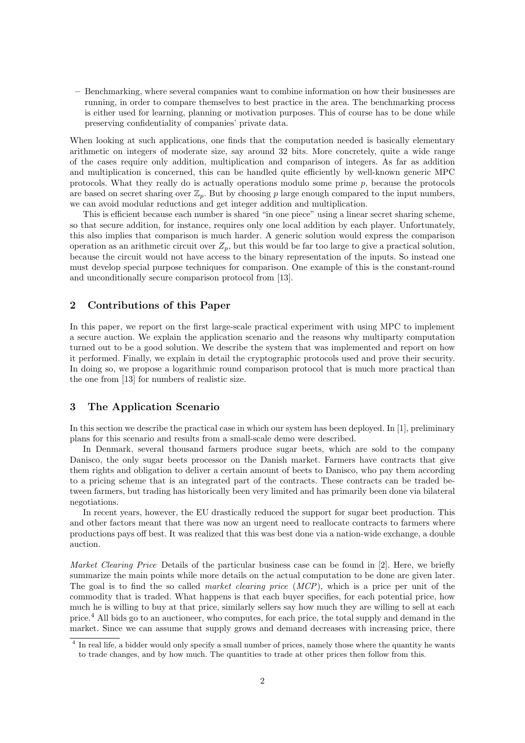– Benchmarking, where several companies want to combine information on how their businesses are running, in order to compare themselves to best practice in the area. The benchmarking process is either used for learning, planning or motivation purposes. This of course has to be done while preserving confidentiality of companies' private data.

When looking at such applications, one finds that the computation needed is basically elementary arithmetic on integers of moderate size, say around 32 bits. More concretely, quite a wide range of the cases require only addition, multiplication and comparison of integers. As far as addition and multiplication is concerned, this can be handled quite efficiently by well-known generic MPC protocols. What they really do is actually operations modulo some prime $p$, because the protocols are based on secret sharing over $\mathbb{Z}_p$. But by choosing $p$ large enough compared to the input numbers, we can avoid modular reductions and get integer addition and multiplication.

This is efficient because each number is shared "in one piece" using a linear secret sharing scheme, so that secure addition, for instance, requires only one local addition by each player. Unfortunately, this also implies that comparison is much harder. A generic solution would express the comparison operation as an arithmetic circuit over $Z_p$, but this would be far too large to give a practical solution, because the circuit would not have access to the binary representation of the inputs. So instead one must develop special purpose techniques for comparison. One example of this is the constant-round and unconditionally secure comparison protocol from [13].

## 2 Contributions of this Paper

In this paper, we report on the first large-scale practical experiment with using MPC to implement a secure auction. We explain the application scenario and the reasons why multiparty computation turned out to be a good solution. We describe the system that was implemented and report on how it performed. Finally, we explain in detail the cryptographic protocols used and prove their security. In doing so, we propose a logarithmic round comparison protocol that is much more practical than the one from [13] for numbers of realistic size.

## 3 The Application Scenario

In this section we describe the practical case in which our system has been deployed. In [1], preliminary plans for this scenario and results from a small-scale demo were described.

In Denmark, several thousand farmers produce sugar beets, which are sold to the company Danisco, the only sugar beets processor on the Danish market. Farmers have contracts that give them rights and obligation to deliver a certain amount of beets to Danisco, who pay them according to a pricing scheme that is an integrated part of the contracts. These contracts can be traded between farmers, but trading has historically been very limited and has primarily been done via bilateral negotiations.

In recent years, however, the EU drastically reduced the support for sugar beet production. This and other factors meant that there was now an urgent need to reallocate contracts to farmers where productions pays off best. It was realized that this was best done via a nation-wide exchange, a double auction.

*Market Clearing Price* Details of the particular business case can be found in [2]. Here, we briefly summarize the main points while more details on the actual computation to be done are given later. The goal is to find the so called *market clearing price* (*MCP*), which is a price per unit of the commodity that is traded. What happens is that each buyer specifies, for each potential price, how much he is willing to buy at that price, similarly sellers say how much they are willing to sell at each price.[4] All bids go to an auctioneer, who computes, for each price, the total supply and demand in the market. Since we can assume that supply grows and demand decreases with increasing price, there

[4] In real life, a bidder would only specify a small number of prices, namely those where the quantity he wants to trade changes, and by how much. The quantities to trade at other prices then follow from this.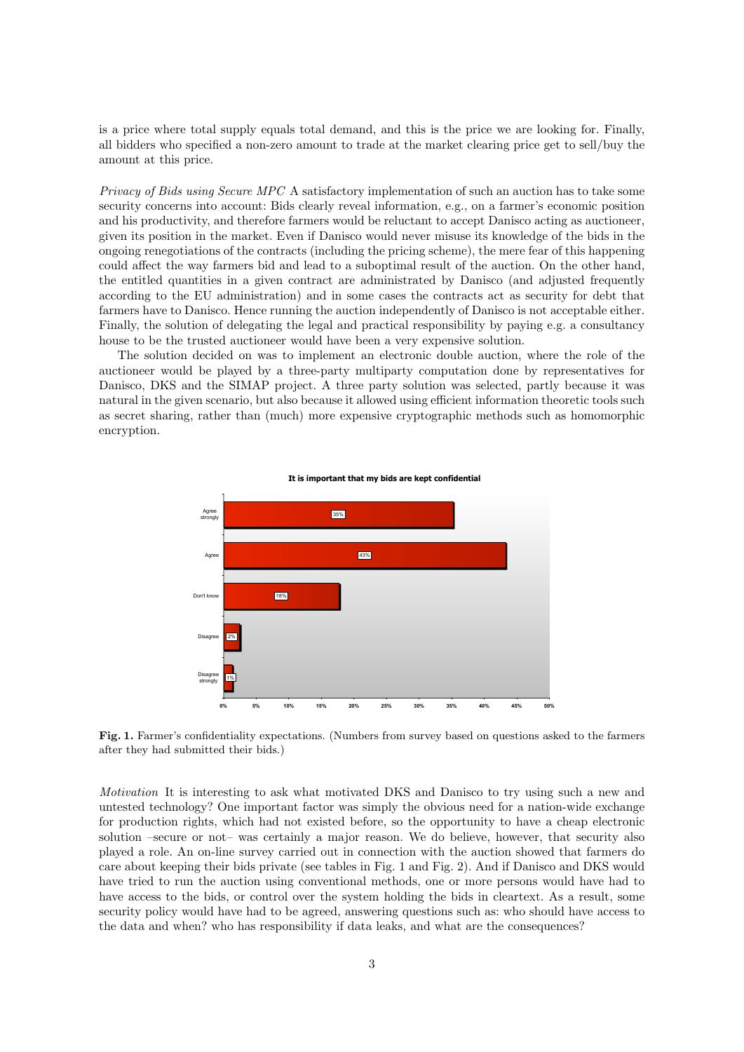is a price where total supply equals total demand, and this is the price we are looking for. Finally, all bidders who specified a non-zero amount to trade at the market clearing price get to sell/buy the amount at this price.

*Privacy of Bids using Secure MPC* A satisfactory implementation of such an auction has to take some security concerns into account: Bids clearly reveal information, e.g., on a farmer's economic position and his productivity, and therefore farmers would be reluctant to accept Danisco acting as auctioneer, given its position in the market. Even if Danisco would never misuse its knowledge of the bids in the ongoing renegotiations of the contracts (including the pricing scheme), the mere fear of this happening could affect the way farmers bid and lead to a suboptimal result of the auction. On the other hand, the entitled quantities in a given contract are administrated by Danisco (and adjusted frequently according to the EU administration) and in some cases the contracts act as security for debt that farmers have to Danisco. Hence running the auction independently of Danisco is not acceptable either. Finally, the solution of delegating the legal and practical responsibility by paying e.g. a consultancy house to be the trusted auctioneer would have been a very expensive solution.

The solution decided on was to implement an electronic double auction, where the role of the auctioneer would be played by a three-party multiparty computation done by representatives for Danisco, DKS and the SIMAP project. A three party solution was selected, partly because it was natural in the given scenario, but also because it allowed using efficient information theoretic tools such as secret sharing, rather than (much) more expensive cryptographic methods such as homomorphic encryption.

It is important that my bids are kept confidential

Agree strongly
35%
Agree
43%
Don't know
18%
Disagree
2%
Disagree strongly
1%

0% 5% 10% 15% 20% 25% 30% 35% 40% 45% 50%

**Fig. 1.** Farmer's confidentiality expectations. (Numbers from survey based on questions asked to the farmers after they had submitted their bids.)

*Motivation* It is interesting to ask what motivated DKS and Danisco to try using such a new and untested technology? One important factor was simply the obvious need for a nation-wide exchange for production rights, which had not existed before, so the opportunity to have a cheap electronic solution –secure or not– was certainly a major reason. We do believe, however, that security also played a role. An on-line survey carried out in connection with the auction showed that farmers do care about keeping their bids private (see tables in Fig. 1 and Fig. 2). And if Danisco and DKS would have tried to run the auction using conventional methods, one or more persons would have had to have access to the bids, or control over the system holding the bids in cleartext. As a result, some security policy would have had to be agreed, answering questions such as: who should have access to the data and when? who has responsibility if data leaks, and what are the consequences?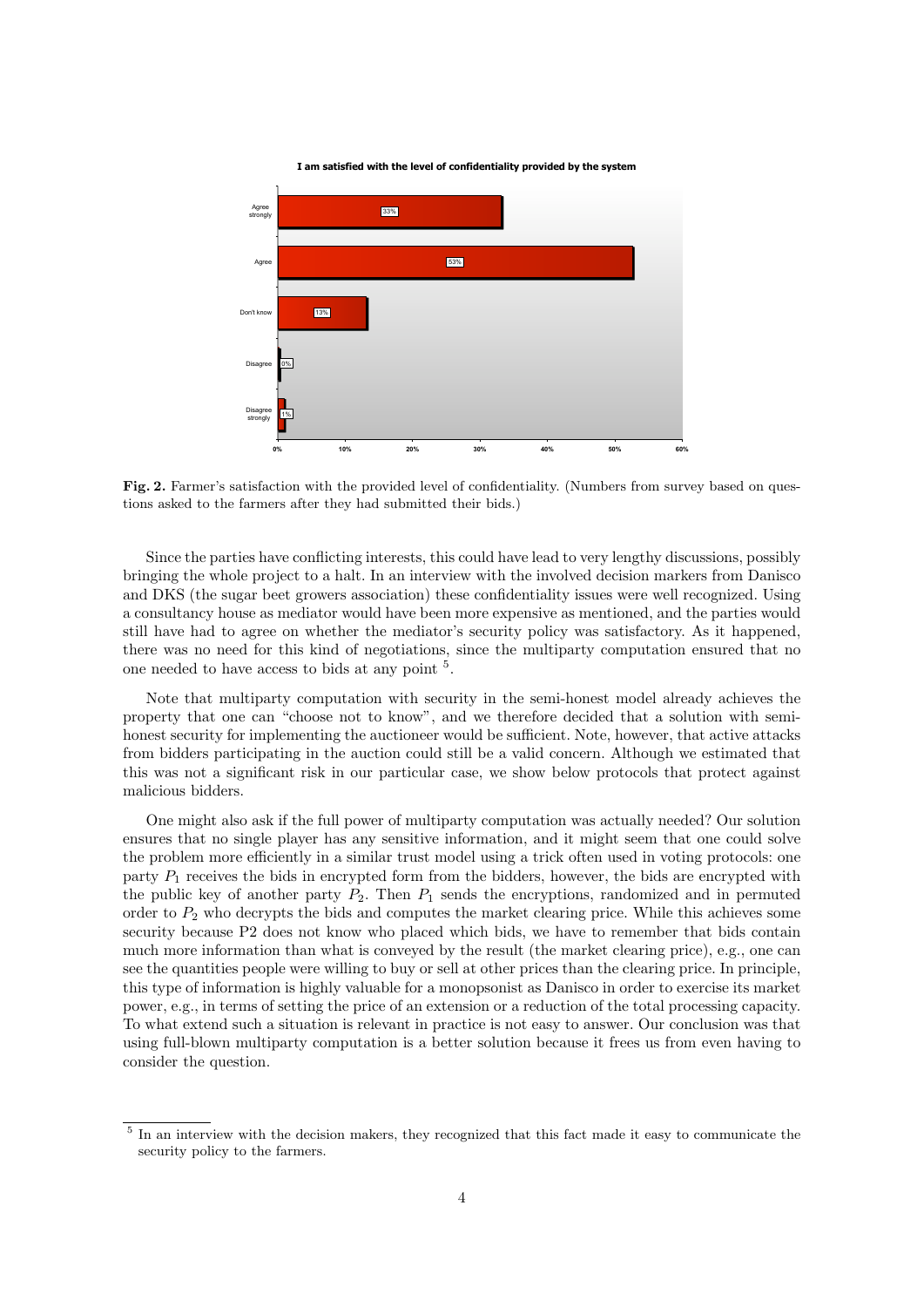**Fig. 2.** Farmer's satisfaction with the provided level of confidentiality. (Numbers from survey based on questions asked to the farmers after they had submitted their bids.)

Since the parties have conflicting interests, this could have lead to very lengthy discussions, possibly bringing the whole project to a halt. In an interview with the involved decision markers from Danisco and DKS (the sugar beet growers association) these confidentiality issues were well recognized. Using a consultancy house as mediator would have been more expensive as mentioned, and the parties would still have had to agree on whether the mediator's security policy was satisfactory. As it happened, there was no need for this kind of negotiations, since the multiparty computation ensured that no one needed to have access to bids at any point [5].

Note that multiparty computation with security in the semi-honest model already achieves the property that one can "choose not to know", and we therefore decided that a solution with semi-honest security for implementing the auctioneer would be sufficient. Note, however, that active attacks from bidders participating in the auction could still be a valid concern. Although we estimated that this was not a significant risk in our particular case, we show below protocols that protect against malicious bidders.

One might also ask if the full power of multiparty computation was actually needed? Our solution ensures that no single player has any sensitive information, and it might seem that one could solve the problem more efficiently in a similar trust model using a trick often used in voting protocols: one party $P_1$ receives the bids in encrypted form from the bidders, however, the bids are encrypted with the public key of another party $P_2$. Then $P_1$ sends the encryptions, randomized and in permuted order to $P_2$ who decrypts the bids and computes the market clearing price. While this achieves some security because P2 does not know who placed which bids, we have to remember that bids contain much more information than what is conveyed by the result (the market clearing price), e.g., one can see the quantities people were willing to buy or sell at other prices than the clearing price. In principle, this type of information is highly valuable for a monopsonist as Danisco in order to exercise its market power, e.g., in terms of setting the price of an extension or a reduction of the total processing capacity. To what extend such a situation is relevant in practice is not easy to answer. Our conclusion was that using full-blown multiparty computation is a better solution because it frees us from even having to consider the question.

[5] In an interview with the decision makers, they recognized that this fact made it easy to communicate the security policy to the farmers.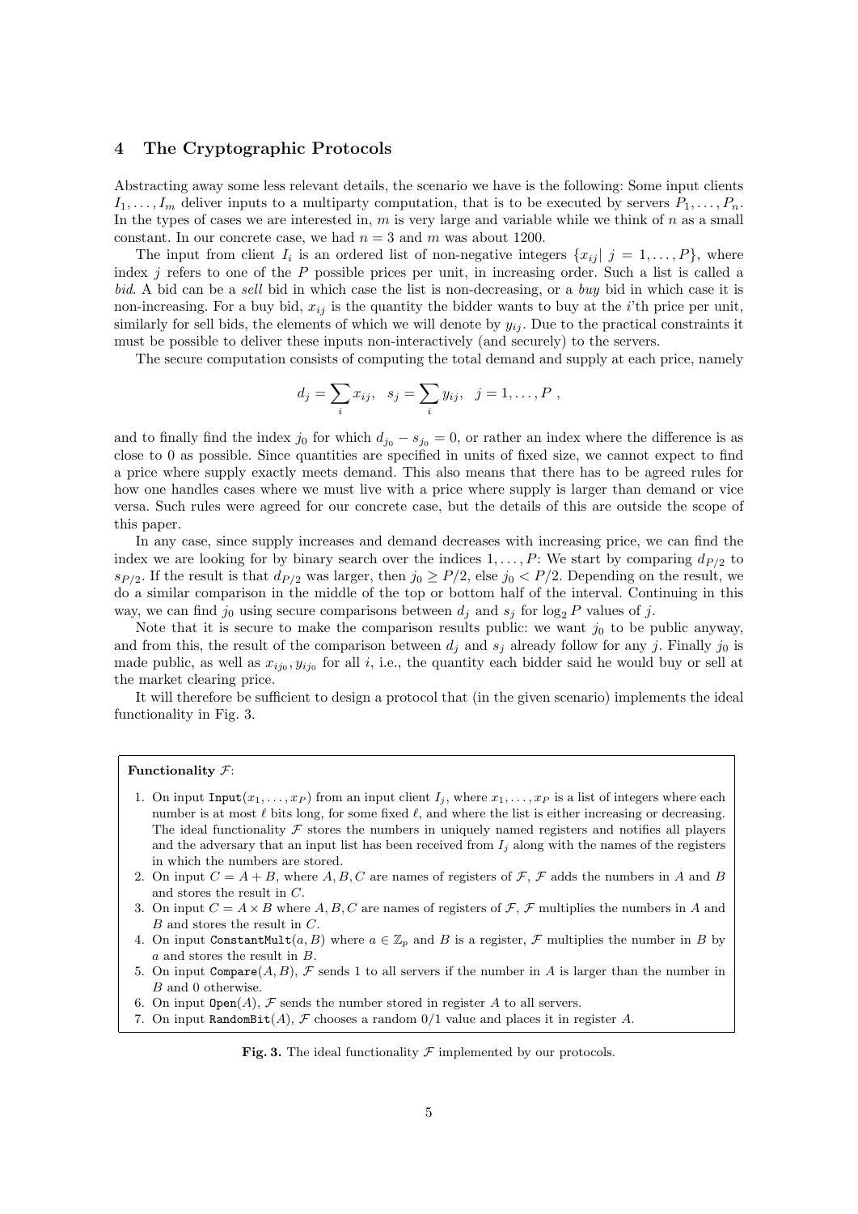## 4 The Cryptographic Protocols

Abstracting away some less relevant details, the scenario we have is the following: Some input clients $I_1, \dots, I_m$ deliver inputs to a multiparty computation, that is to be executed by servers $P_1, \dots, P_n$. In the types of cases we are interested in, $m$ is very large and variable while we think of $n$ as a small constant. In our concrete case, we had $n = 3$ and $m$ was about 1200.

The input from client $I_i$ is an ordered list of non-negative integers $\{x_{ij} | \ j = 1, \dots, P\}$, where index $j$ refers to one of the $P$ possible prices per unit, in increasing order. Such a list is called a *bid*. A bid can be a *sell* bid in which case the list is non-decreasing, or a *buy* bid in which case it is non-increasing. For a buy bid, $x_{ij}$ is the quantity the bidder wants to buy at the $i$'th price per unit, similarly for sell bids, the elements of which we will denote by $y_{ij}$. Due to the practical constraints it must be possible to deliver these inputs non-interactively (and securely) to the servers.

The secure computation consists of computing the total demand and supply at each price, namely

$$d_j = \sum_i x_{ij}, \quad s_j = \sum_i y_{ij}, \quad j = 1, \dots, P \ ,$$

and to finally find the index $j_0$ for which $d_{j_0} - s_{j_0} = 0$, or rather an index where the difference is as close to 0 as possible. Since quantities are specified in units of fixed size, we cannot expect to find a price where supply exactly meets demand. This also means that there has to be agreed rules for how one handles cases where we must live with a price where supply is larger than demand or vice versa. Such rules were agreed for our concrete case, but the details of this are outside the scope of this paper.

In any case, since supply increases and demand decreases with increasing price, we can find the index we are looking for by binary search over the indices $1, \dots, P$: We start by comparing $d_{P/2}$ to $s_{P/2}$. If the result is that $d_{P/2}$ was larger, then $j_0 \geq P/2$, else $j_0 < P/2$. Depending on the result, we do a similar comparison in the middle of the top or bottom half of the interval. Continuing in this way, we can find $j_0$ using secure comparisons between $d_j$ and $s_j$ for $\log_2 P$ values of $j$.

Note that it is secure to make the comparison results public: we want $j_0$ to be public anyway, and from this, the result of the comparison between $d_j$ and $s_j$ already follow for any $j$. Finally $j_0$ is made public, as well as $x_{ij_0}, y_{ij_0}$ for all $i$, i.e., the quantity each bidder said he would buy or sell at the market clearing price.

It will therefore be sufficient to design a protocol that (in the given scenario) implements the ideal functionality in Fig. 3.

**Functionality $\mathcal{F}$:**

1. On input `Input`$(x_1, \dots, x_P)$ from an input client $I_j$, where $x_1, \dots, x_P$ is a list of integers where each number is at most $\ell$ bits long, for some fixed $\ell$, and where the list is either increasing or decreasing. The ideal functionality $\mathcal{F}$ stores the numbers in uniquely named registers and notifies all players and the adversary that an input list has been received from $I_j$ along with the names of the registers in which the numbers are stored.
2. On input $C = A + B$, where $A, B, C$ are names of registers of $\mathcal{F}$, $\mathcal{F}$ adds the numbers in $A$ and $B$ and stores the result in $C$.
3. On input $C = A \times B$ where $A, B, C$ are names of registers of $\mathcal{F}$, $\mathcal{F}$ multiplies the numbers in $A$ and $B$ and stores the result in $C$.
4. On input `ConstantMult`$(a, B)$ where $a \in \mathbb{Z}_p$ and $B$ is a register, $\mathcal{F}$ multiplies the number in $B$ by $a$ and stores the result in $B$.
5. On input `Compare`$(A, B)$, $\mathcal{F}$ sends 1 to all servers if the number in $A$ is larger than the number in $B$ and 0 otherwise.
6. On input `Open`$(A)$, $\mathcal{F}$ sends the number stored in register $A$ to all servers.
7. On input `RandomBit`$(A)$, $\mathcal{F}$ chooses a random 0/1 value and places it in register $A$.

**Fig. 3.** The ideal functionality $\mathcal{F}$ implemented by our protocols.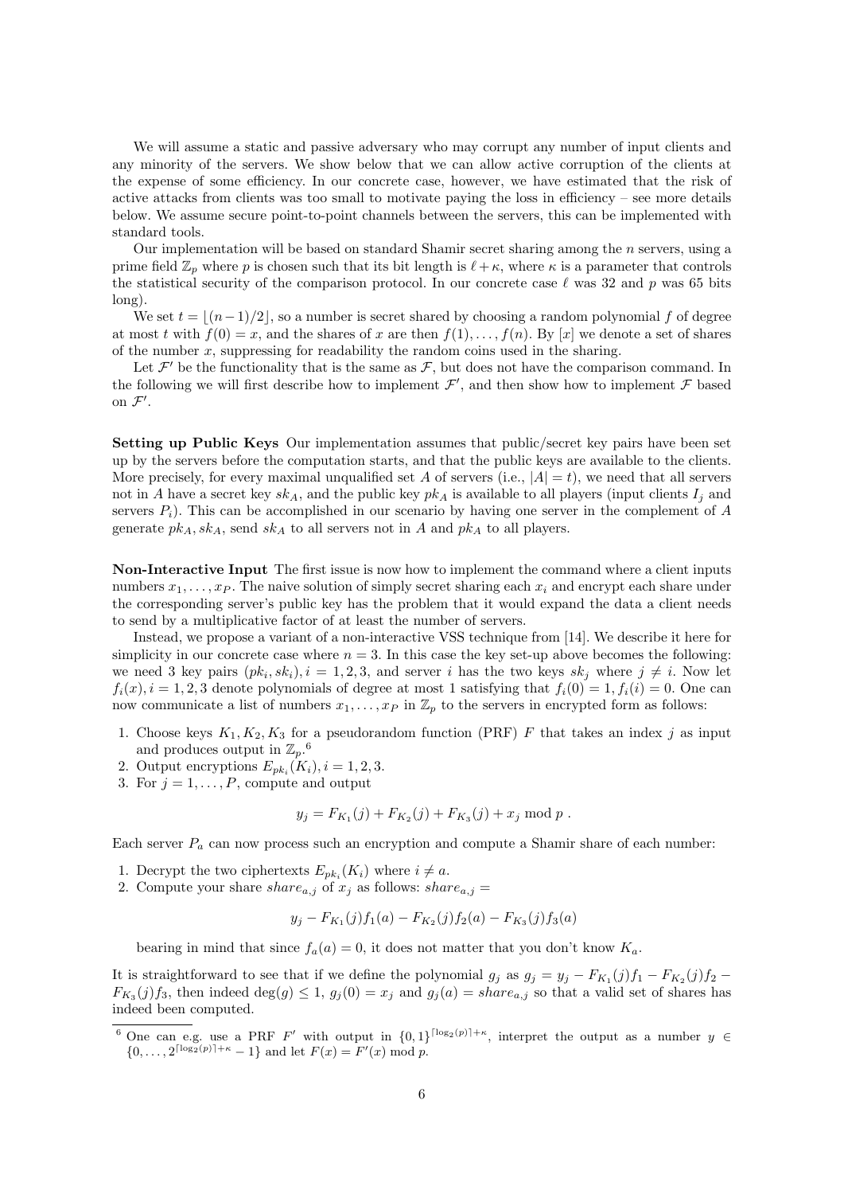We will assume a static and passive adversary who may corrupt any number of input clients and any minority of the servers. We show below that we can allow active corruption of the clients at the expense of some efficiency. In our concrete case, however, we have estimated that the risk of active attacks from clients was too small to motivate paying the loss in efficiency – see more details below. We assume secure point-to-point channels between the servers, this can be implemented with standard tools.

Our implementation will be based on standard Shamir secret sharing among the $n$ servers, using a prime field $\mathbb{Z}_p$ where $p$ is chosen such that its bit length is $\ell + \kappa$, where $\kappa$ is a parameter that controls the statistical security of the comparison protocol. In our concrete case $\ell$ was 32 and $p$ was 65 bits long).

We set $t = \lfloor (n-1)/2 \rfloor$, so a number is secret shared by choosing a random polynomial $f$ of degree at most $t$ with $f(0) = x$, and the shares of $x$ are then $f(1), \ldots, f(n)$. By $[x]$ we denote a set of shares of the number $x$, suppressing for readability the random coins used in the sharing.

Let $\mathcal{F}'$ be the functionality that is the same as $\mathcal{F}$, but does not have the comparison command. In the following we will first describe how to implement $\mathcal{F}'$, and then show how to implement $\mathcal{F}$ based on $\mathcal{F}'$.

**Setting up Public Keys** Our implementation assumes that public/secret key pairs have been set up by the servers before the computation starts, and that the public keys are available to the clients. More precisely, for every maximal unqualified set $A$ of servers (i.e., $|A| = t$), we need that all servers not in $A$ have a secret key $sk_A$, and the public key $pk_A$ is available to all players (input clients $I_j$ and servers $P_i$). This can be accomplished in our scenario by having one server in the complement of $A$ generate $pk_A, sk_A$, send $sk_A$ to all servers not in $A$ and $pk_A$ to all players.

**Non-Interactive Input** The first issue is now how to implement the command where a client inputs numbers $x_1, \ldots, x_P$. The naive solution of simply secret sharing each $x_i$ and encrypt each share under the corresponding server's public key has the problem that it would expand the data a client needs to send by a multiplicative factor of at least the number of servers.

Instead, we propose a variant of a non-interactive VSS technique from [14]. We describe it here for simplicity in our concrete case where $n = 3$. In this case the key set-up above becomes the following: we need 3 key pairs $(pk_i, sk_i), i = 1, 2, 3$, and server $i$ has the two keys $sk_j$ where $j \neq i$. Now let $f_i(x), i = 1, 2, 3$ denote polynomials of degree at most 1 satisfying that $f_i(0) = 1, f_i(i) = 0$. One can now communicate a list of numbers $x_1, \ldots, x_P$ in $\mathbb{Z}_p$ to the servers in encrypted form as follows:

1. Choose keys $K_1, K_2, K_3$ for a pseudorandom function (PRF) $F$ that takes an index $j$ as input and produces output in $\mathbb{Z}_p$.[6]
2. Output encryptions $E_{pk_i}(K_i), i = 1, 2, 3$.
3. For $j = 1, \ldots, P$, compute and output

$$y_j = F_{K_1}(j) + F_{K_2}(j) + F_{K_3}(j) + x_j \bmod p \ .$$

Each server $P_a$ can now process such an encryption and compute a Shamir share of each number:

1. Decrypt the two ciphertexts $E_{pk_i}(K_i)$ where $i \neq a$.
2. Compute your share $share_{a,j}$ of $x_j$ as follows: $share_{a,j} =$

$$y_j - F_{K_1}(j) f_1(a) - F_{K_2}(j) f_2(a) - F_{K_3}(j) f_3(a)$$

bearing in mind that since $f_a(a) = 0$, it does not matter that you don't know $K_a$.

It is straightforward to see that if we define the polynomial $g_j$ as $g_j = y_j - F_{K_1}(j) f_1 - F_{K_2}(j) f_2 - F_{K_3}(j) f_3$, then indeed $\deg(g) \leq 1$, $g_j(0) = x_j$ and $g_j(a) = share_{a,j}$ so that a valid set of shares has indeed been computed.

[6] One can e.g. use a PRF $F'$ with output in $\{0,1\}^{\lceil \log_2(p) \rceil + \kappa}$, interpret the output as a number $y \in \{0, \ldots, 2^{\lceil \log_2(p) \rceil + \kappa} - 1\}$ and let $F(x) = F'(x) \bmod p$.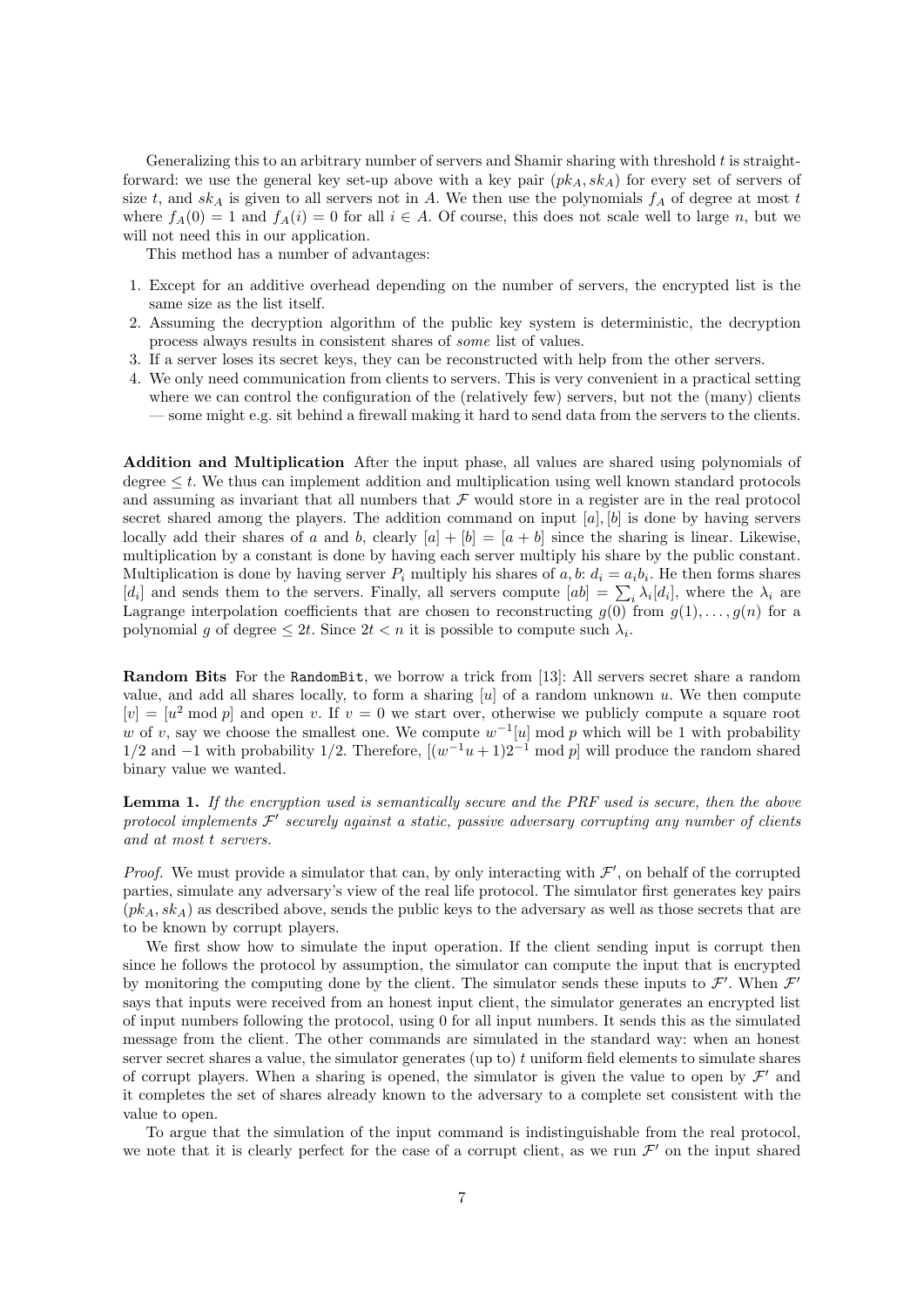Generalizing this to an arbitrary number of servers and Shamir sharing with threshold $t$ is straightforward: we use the general key set-up above with a key pair $(pk_A, sk_A)$ for every set of servers of size $t$, and $sk_A$ is given to all servers not in $A$. We then use the polynomials $f_A$ of degree at most $t$ where $f_A(0) = 1$ and $f_A(i) = 0$ for all $i \in A$. Of course, this does not scale well to large $n$, but we will not need this in our application.

This method has a number of advantages:

1. Except for an additive overhead depending on the number of servers, the encrypted list is the same size as the list itself.
2. Assuming the decryption algorithm of the public key system is deterministic, the decryption process always results in consistent shares of *some* list of values.
3. If a server loses its secret keys, they can be reconstructed with help from the other servers.
4. We only need communication from clients to servers. This is very convenient in a practical setting where we can control the configuration of the (relatively few) servers, but not the (many) clients — some might e.g. sit behind a firewall making it hard to send data from the servers to the clients.

**Addition and Multiplication** After the input phase, all values are shared using polynomials of degree $\leq t$. We thus can implement addition and multiplication using well known standard protocols and assuming as invariant that all numbers that $\mathcal{F}$ would store in a register are in the real protocol secret shared among the players. The addition command on input $[a], [b]$ is done by having servers locally add their shares of $a$ and $b$, clearly $[a] + [b] = [a + b]$ since the sharing is linear. Likewise, multiplication by a constant is done by having each server multiply his share by the public constant. Multiplication is done by having server $P_i$ multiply his shares of $a, b$: $d_i = a_i b_i$. He then forms shares $[d_i]$ and sends them to the servers. Finally, all servers compute $[ab] = \sum_i \lambda_i [d_i]$, where the $\lambda_i$ are Lagrange interpolation coefficients that are chosen to reconstructing $g(0)$ from $g(1), \ldots, g(n)$ for a polynomial $g$ of degree $\leq 2t$. Since $2t < n$ it is possible to compute such $\lambda_i$.

**Random Bits** For the `RandomBit`, we borrow a trick from [13]: All servers secret share a random value, and add all shares locally, to form a sharing $[u]$ of a random unknown $u$. We then compute $[v] = [u^2 \bmod p]$ and open $v$. If $v = 0$ we start over, otherwise we publicly compute a square root $w$ of $v$, say we choose the smallest one. We compute $w^{-1}[u] \bmod p$ which will be 1 with probability 1/2 and $-1$ with probability 1/2. Therefore, $[(w^{-1}u + 1)2^{-1} \bmod p]$ will produce the random shared binary value we wanted.

**Lemma 1.** *If the encryption used is semantically secure and the PRF used is secure, then the above protocol implements $\mathcal{F}'$ securely against a static, passive adversary corrupting any number of clients and at most $t$ servers.*

*Proof.* We must provide a simulator that can, by only interacting with $\mathcal{F}'$, on behalf of the corrupted parties, simulate any adversary's view of the real life protocol. The simulator first generates key pairs $(pk_A, sk_A)$ as described above, sends the public keys to the adversary as well as those secrets that are to be known by corrupt players.

We first show how to simulate the input operation. If the client sending input is corrupt then since he follows the protocol by assumption, the simulator can compute the input that is encrypted by monitoring the computing done by the client. The simulator sends these inputs to $\mathcal{F}'$. When $\mathcal{F}'$ says that inputs were received from an honest input client, the simulator generates an encrypted list of input numbers following the protocol, using 0 for all input numbers. It sends this as the simulated message from the client. The other commands are simulated in the standard way: when an honest server secret shares a value, the simulator generates (up to) $t$ uniform field elements to simulate shares of corrupt players. When a sharing is opened, the simulator is given the value to open by $\mathcal{F}'$ and it completes the set of shares already known to the adversary to a complete set consistent with the value to open.

To argue that the simulation of the input command is indistinguishable from the real protocol, we note that it is clearly perfect for the case of a corrupt client, as we run $\mathcal{F}'$ on the input shared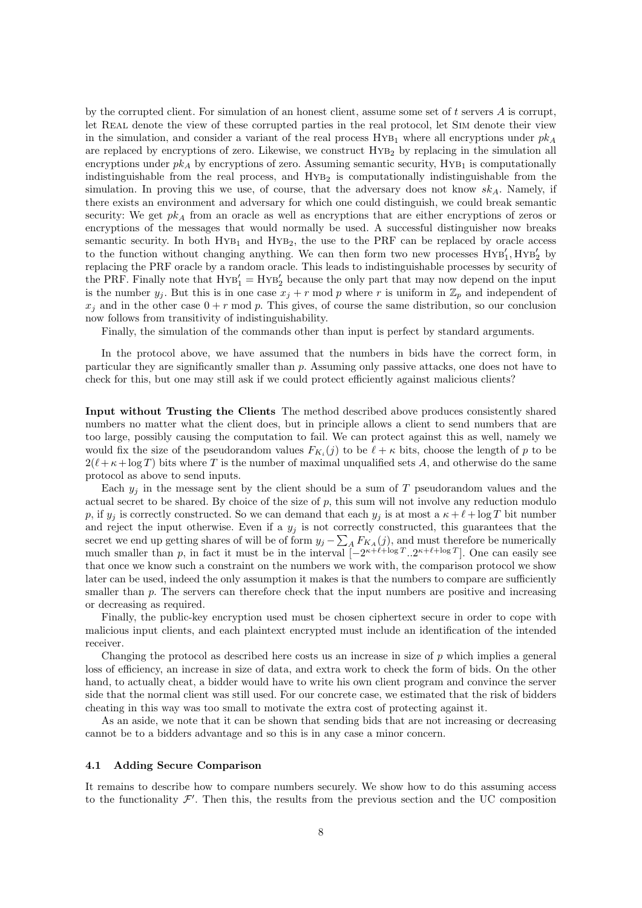by the corrupted client. For simulation of an honest client, assume some set of $t$ servers $A$ is corrupt, let Real denote the view of these corrupted parties in the real protocol, let Sim denote their view in the simulation, and consider a variant of the real process $\text{Hyb}_1$ where all encryptions under $pk_A$ are replaced by encryptions of zero. Likewise, we construct $\text{Hyb}_2$ by replacing in the simulation all encryptions under $pk_A$ by encryptions of zero. Assuming semantic security, $\text{Hyb}_1$ is computationally indistinguishable from the real process, and $\text{Hyb}_2$ is computationally indistinguishable from the simulation. In proving this we use, of course, that the adversary does not know $sk_A$. Namely, if there exists an environment and adversary for which one could distinguish, we could break semantic security: We get $pk_A$ from an oracle as well as encryptions that are either encryptions of zeros or encryptions of the messages that would normally be used. A successful distinguisher now breaks semantic security. In both $\text{Hyb}_1$ and $\text{Hyb}_2$, the use to the PRF can be replaced by oracle access to the function without changing anything. We can then form two new processes $\text{Hyb}'_1, \text{Hyb}'_2$ by replacing the PRF oracle by a random oracle. This leads to indistinguishable processes by security of the PRF. Finally note that $\text{Hyb}'_1 = \text{Hyb}'_2$ because the only part that may now depend on the input is the number $y_j$. But this is in one case $x_j + r \bmod p$ where $r$ is uniform in $\mathbb{Z}_p$ and independent of $x_j$ and in the other case $0 + r \bmod p$. This gives, of course the same distribution, so our conclusion now follows from transitivity of indistinguishability.

Finally, the simulation of the commands other than input is perfect by standard arguments.

In the protocol above, we have assumed that the numbers in bids have the correct form, in particular they are significantly smaller than $p$. Assuming only passive attacks, one does not have to check for this, but one may still ask if we could protect efficiently against malicious clients?

**Input without Trusting the Clients** The method described above produces consistently shared numbers no matter what the client does, but in principle allows a client to send numbers that are too large, possibly causing the computation to fail. We can protect against this as well, namely we would fix the size of the pseudorandom values $F_{K_i}(j)$ to be $\ell + \kappa$ bits, choose the length of $p$ to be $2(\ell + \kappa + \log T)$ bits where $T$ is the number of maximal unqualified sets $A$, and otherwise do the same protocol as above to send inputs.

Each $y_j$ in the message sent by the client should be a sum of $T$ pseudorandom values and the actual secret to be shared. By choice of the size of $p$, this sum will not involve any reduction modulo $p$, if $y_j$ is correctly constructed. So we can demand that each $y_j$ is at most a $\kappa + \ell + \log T$ bit number and reject the input otherwise. Even if a $y_j$ is not correctly constructed, this guarantees that the secret we end up getting shares of will be of form $y_j - \sum_A F_{K_A}(j)$, and must therefore be numerically much smaller than $p$, in fact it must be in the interval $[-2^{\kappa+\ell+\log T}..2^{\kappa+\ell+\log T}]$. One can easily see that once we know such a constraint on the numbers we work with, the comparison protocol we show later can be used, indeed the only assumption it makes is that the numbers to compare are sufficiently smaller than $p$. The servers can therefore check that the input numbers are positive and increasing or decreasing as required.

Finally, the public-key encryption used must be chosen ciphertext secure in order to cope with malicious input clients, and each plaintext encrypted must include an identification of the intended receiver.

Changing the protocol as described here costs us an increase in size of $p$ which implies a general loss of efficiency, an increase in size of data, and extra work to check the form of bids. On the other hand, to actually cheat, a bidder would have to write his own client program and convince the server side that the normal client was still used. For our concrete case, we estimated that the risk of bidders cheating in this way was too small to motivate the extra cost of protecting against it.

As an aside, we note that it can be shown that sending bids that are not increasing or decreasing cannot be to a bidders advantage and so this is in any case a minor concern.

### 4.1 Adding Secure Comparison

It remains to describe how to compare numbers securely. We show how to do this assuming access to the functionality $\mathcal{F}'$. Then this, the results from the previous section and the UC composition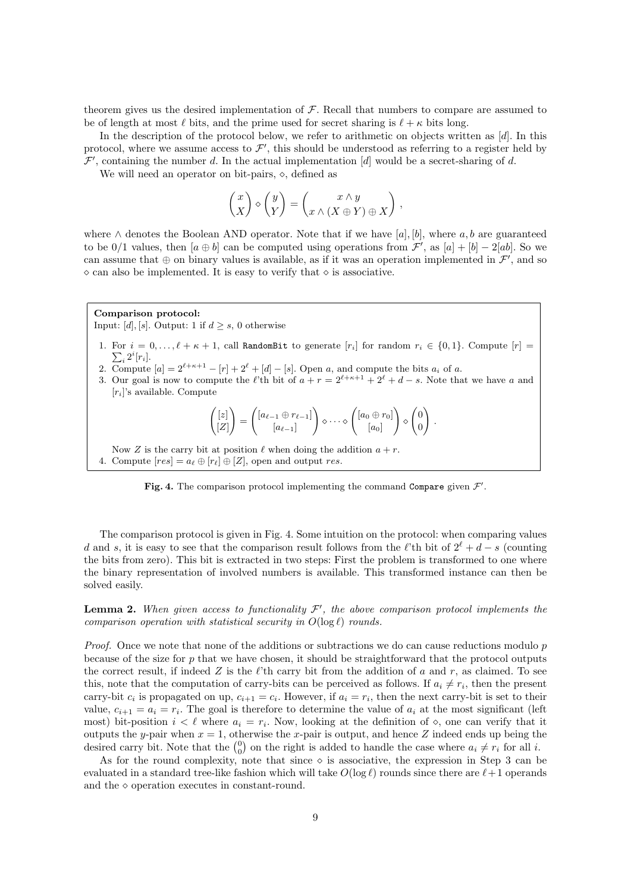theorem gives us the desired implementation of $\mathcal{F}$. Recall that numbers to compare are assumed to be of length at most $\ell$ bits, and the prime used for secret sharing is $\ell + \kappa$ bits long.

In the description of the protocol below, we refer to arithmetic on objects written as $[d]$. In this protocol, where we assume access to $\mathcal{F}'$, this should be understood as referring to a register held by $\mathcal{F}'$, containing the number $d$. In the actual implementation $[d]$ would be a secret-sharing of $d$.

We will need an operator on bit-pairs, $\diamond$, defined as

$$\binom{x}{X} \diamond \binom{y}{Y} = \binom{x \wedge y}{x \wedge (X \oplus Y) \oplus X},$$

where $\wedge$ denotes the Boolean AND operator. Note that if we have $[a], [b]$, where $a, b$ are guaranteed to be 0/1 values, then $[a \oplus b]$ can be computed using operations from $\mathcal{F}'$, as $[a] + [b] - 2[ab]$. So we can assume that $\oplus$ on binary values is available, as if it was an operation implemented in $\mathcal{F}'$, and so $\diamond$ can also be implemented. It is easy to verify that $\diamond$ is associative.

**Comparison protocol:**
Input: $[d], [s]$. Output: 1 if $d \geq s$, 0 otherwise

1. For $i = 0, \ldots, \ell + \kappa + 1$, call `RandomBit` to generate $[r_i]$ for random $r_i \in \{0, 1\}$. Compute $[r] = \sum_i 2^i [r_i]$.
2. Compute $[a] = 2^{\ell+\kappa+1} - [r] + 2^\ell + [d] - [s]$. Open $a$, and compute the bits $a_i$ of $a$.
3. Our goal is now to compute the $\ell$'th bit of $a + r = 2^{\ell+\kappa+1} + 2^\ell + d - s$. Note that we have $a$ and $[r_i]$'s available. Compute

$$\binom{[z]}{[Z]} = \binom{[a_{\ell-1} \oplus r_{\ell-1}]}{[a_{\ell-1}]} \diamond \cdots \diamond \binom{[a_0 \oplus r_0]}{[a_0]} \diamond \binom{0}{0}.$$

Now $Z$ is the carry bit at position $\ell$ when doing the addition $a + r$.

4. Compute $[res] = a_\ell \oplus [r_\ell] \oplus [Z]$, open and output $res$.

**Fig. 4.** The comparison protocol implementing the command `Compare` given $\mathcal{F}'$.

The comparison protocol is given in Fig. 4. Some intuition on the protocol: when comparing values $d$ and $s$, it is easy to see that the comparison result follows from the $\ell$'th bit of $2^\ell + d - s$ (counting the bits from zero). This bit is extracted in two steps: First the problem is transformed to one where the binary representation of involved numbers is available. This transformed instance can then be solved easily.

**Lemma 2.** *When given access to functionality $\mathcal{F}'$, the above comparison protocol implements the comparison operation with statistical security in $O(\log \ell)$ rounds.*

*Proof.* Once we note that none of the additions or subtractions we do can cause reductions modulo $p$ because of the size for $p$ that we have chosen, it should be straightforward that the protocol outputs the correct result, if indeed $Z$ is the $\ell$'th carry bit from the addition of $a$ and $r$, as claimed. To see this, note that the computation of carry-bits can be perceived as follows. If $a_i \neq r_i$, then the present carry-bit $c_i$ is propagated on up, $c_{i+1} = c_i$. However, if $a_i = r_i$, then the next carry-bit is set to their value, $c_{i+1} = a_i = r_i$. The goal is therefore to determine the value of $a_i$ at the most significant (left most) bit-position $i < \ell$ where $a_i = r_i$. Now, looking at the definition of $\diamond$, one can verify that it outputs the $y$-pair when $x = 1$, otherwise the $x$-pair is output, and hence $Z$ indeed ends up being the desired carry bit. Note that the $\binom{0}{0}$ on the right is added to handle the case where $a_i \neq r_i$ for all $i$.

As for the round complexity, note that since $\diamond$ is associative, the expression in Step 3 can be evaluated in a standard tree-like fashion which will take $O(\log \ell)$ rounds since there are $\ell + 1$ operands and the $\diamond$ operation executes in constant-round.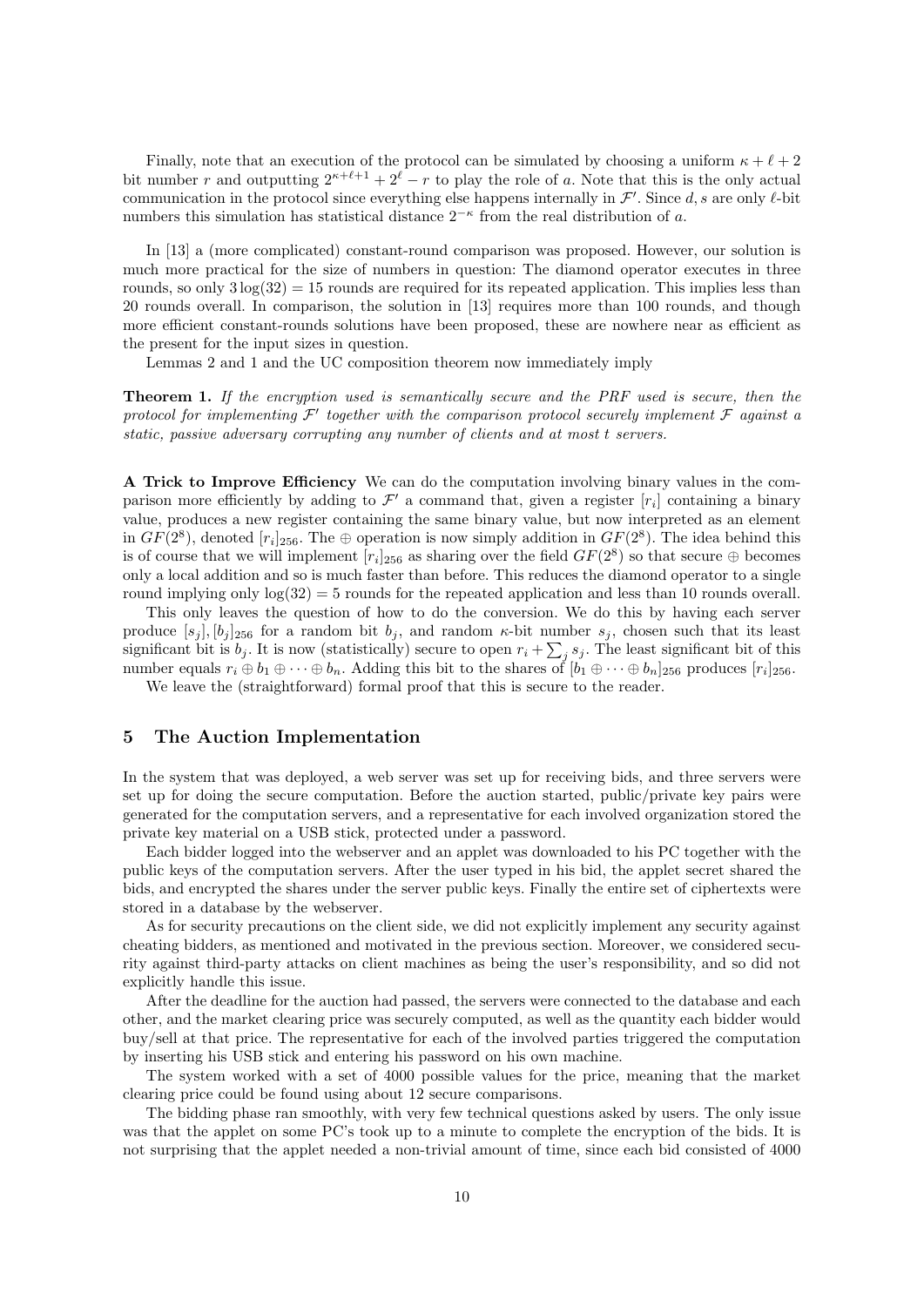Finally, note that an execution of the protocol can be simulated by choosing a uniform $\kappa + \ell + 2$ bit number $r$ and outputting $2^{\kappa+\ell+1} + 2^{\ell} - r$ to play the role of $a$. Note that this is the only actual communication in the protocol since everything else happens internally in $\mathcal{F}'$. Since $d, s$ are only $\ell$-bit numbers this simulation has statistical distance $2^{-\kappa}$ from the real distribution of $a$.

In [13] a (more complicated) constant-round comparison was proposed. However, our solution is much more practical for the size of numbers in question: The diamond operator executes in three rounds, so only $3\log(32) = 15$ rounds are required for its repeated application. This implies less than 20 rounds overall. In comparison, the solution in [13] requires more than 100 rounds, and though more efficient constant-rounds solutions have been proposed, these are nowhere near as efficient as the present for the input sizes in question.

Lemmas 2 and 1 and the UC composition theorem now immediately imply

**Theorem 1.** *If the encryption used is semantically secure and the PRF used is secure, then the protocol for implementing $\mathcal{F}'$ together with the comparison protocol securely implement $\mathcal{F}$ against a static, passive adversary corrupting any number of clients and at most $t$ servers.*

**A Trick to Improve Efficiency** We can do the computation involving binary values in the comparison more efficiently by adding to $\mathcal{F}'$ a command that, given a register $[r_i]$ containing a binary value, produces a new register containing the same binary value, but now interpreted as an element in $GF(2^8)$, denoted $[r_i]_{256}$. The $\oplus$ operation is now simply addition in $GF(2^8)$. The idea behind this is of course that we will implement $[r_i]_{256}$ as sharing over the field $GF(2^8)$ so that secure $\oplus$ becomes only a local addition and so is much faster than before. This reduces the diamond operator to a single round implying only $\log(32) = 5$ rounds for the repeated application and less than 10 rounds overall.

This only leaves the question of how to do the conversion. We do this by having each server produce $[s_j], [b_j]_{256}$ for a random bit $b_j$, and random $\kappa$-bit number $s_j$, chosen such that its least significant bit is $b_j$. It is now (statistically) secure to open $r_i + \sum_j s_j$. The least significant bit of this number equals $r_i \oplus b_1 \oplus \cdots \oplus b_n$. Adding this bit to the shares of $[b_1 \oplus \cdots \oplus b_n]_{256}$ produces $[r_i]_{256}$.

We leave the (straightforward) formal proof that this is secure to the reader.

## 5 The Auction Implementation

In the system that was deployed, a web server was set up for receiving bids, and three servers were set up for doing the secure computation. Before the auction started, public/private key pairs were generated for the computation servers, and a representative for each involved organization stored the private key material on a USB stick, protected under a password.

Each bidder logged into the webserver and an applet was downloaded to his PC together with the public keys of the computation servers. After the user typed in his bid, the applet secret shared the bids, and encrypted the shares under the server public keys. Finally the entire set of ciphertexts were stored in a database by the webserver.

As for security precautions on the client side, we did not explicitly implement any security against cheating bidders, as mentioned and motivated in the previous section. Moreover, we considered security against third-party attacks on client machines as being the user's responsibility, and so did not explicitly handle this issue.

After the deadline for the auction had passed, the servers were connected to the database and each other, and the market clearing price was securely computed, as well as the quantity each bidder would buy/sell at that price. The representative for each of the involved parties triggered the computation by inserting his USB stick and entering his password on his own machine.

The system worked with a set of 4000 possible values for the price, meaning that the market clearing price could be found using about 12 secure comparisons.

The bidding phase ran smoothly, with very few technical questions asked by users. The only issue was that the applet on some PC's took up to a minute to complete the encryption of the bids. It is not surprising that the applet needed a non-trivial amount of time, since each bid consisted of 4000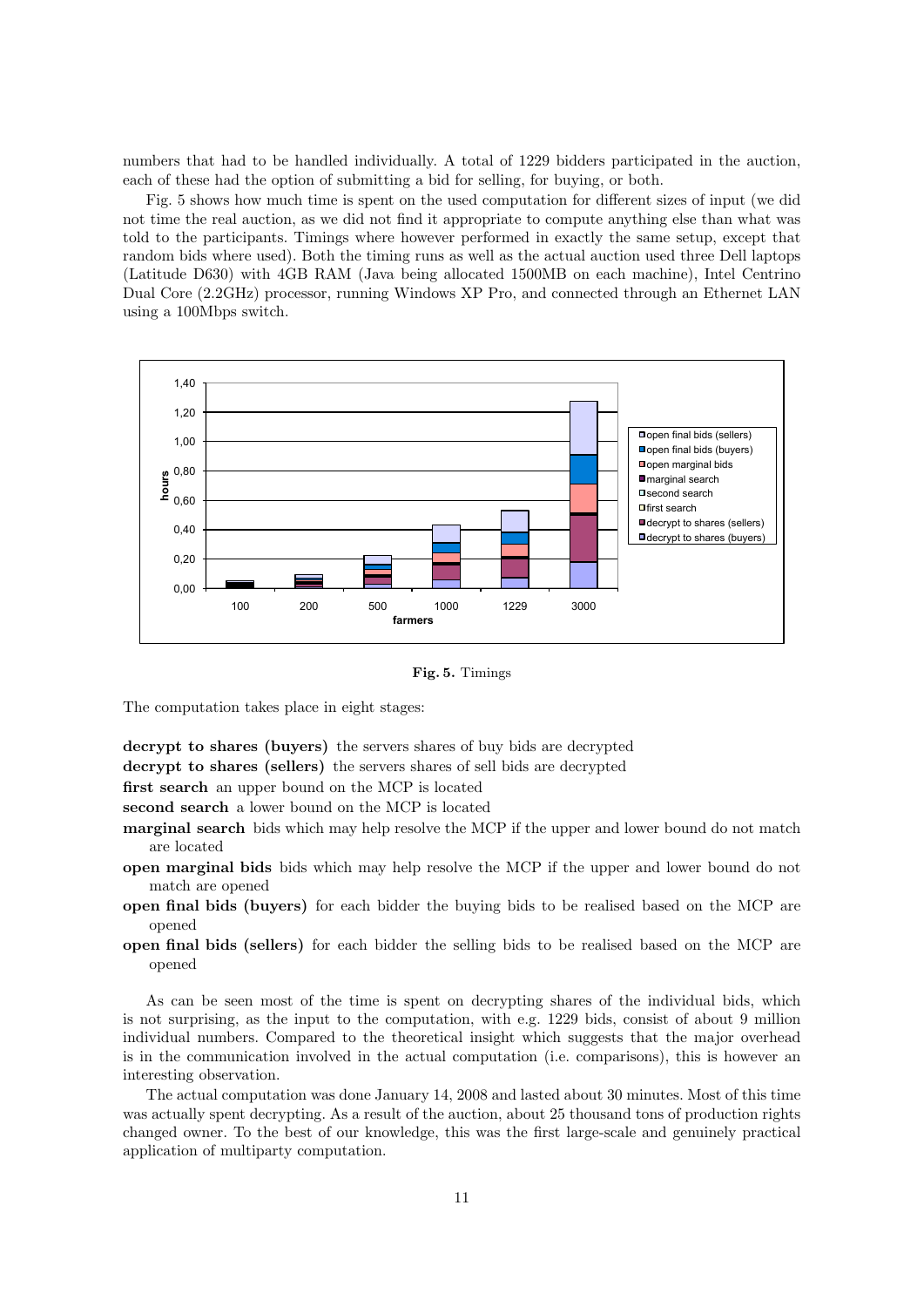numbers that had to be handled individually. A total of 1229 bidders participated in the auction, each of these had the option of submitting a bid for selling, for buying, or both.

Fig. 5 shows how much time is spent on the used computation for different sizes of input (we did not time the real auction, as we did not find it appropriate to compute anything else than what was told to the participants. Timings where however performed in exactly the same setup, except that random bids where used). Both the timing runs as well as the actual auction used three Dell laptops (Latitude D630) with 4GB RAM (Java being allocated 1500MB on each machine), Intel Centrino Dual Core (2.2GHz) processor, running Windows XP Pro, and connected through an Ethernet LAN using a 100Mbps switch.

**Fig. 5.** Timings

The computation takes place in eight stages:

**decrypt to shares (buyers)** the servers shares of buy bids are decrypted

**decrypt to shares (sellers)** the servers shares of sell bids are decrypted

**first search** an upper bound on the MCP is located

**second search** a lower bound on the MCP is located

**marginal search** bids which may help resolve the MCP if the upper and lower bound do not match are located

**open marginal bids** bids which may help resolve the MCP if the upper and lower bound do not match are opened

**open final bids (buyers)** for each bidder the buying bids to be realised based on the MCP are opened

**open final bids (sellers)** for each bidder the selling bids to be realised based on the MCP are opened

As can be seen most of the time is spent on decrypting shares of the individual bids, which is not surprising, as the input to the computation, with e.g. 1229 bids, consist of about 9 million individual numbers. Compared to the theoretical insight which suggests that the major overhead is in the communication involved in the actual computation (i.e. comparisons), this is however an interesting observation.

The actual computation was done January 14, 2008 and lasted about 30 minutes. Most of this time was actually spent decrypting. As a result of the auction, about 25 thousand tons of production rights changed owner. To the best of our knowledge, this was the first large-scale and genuinely practical application of multiparty computation.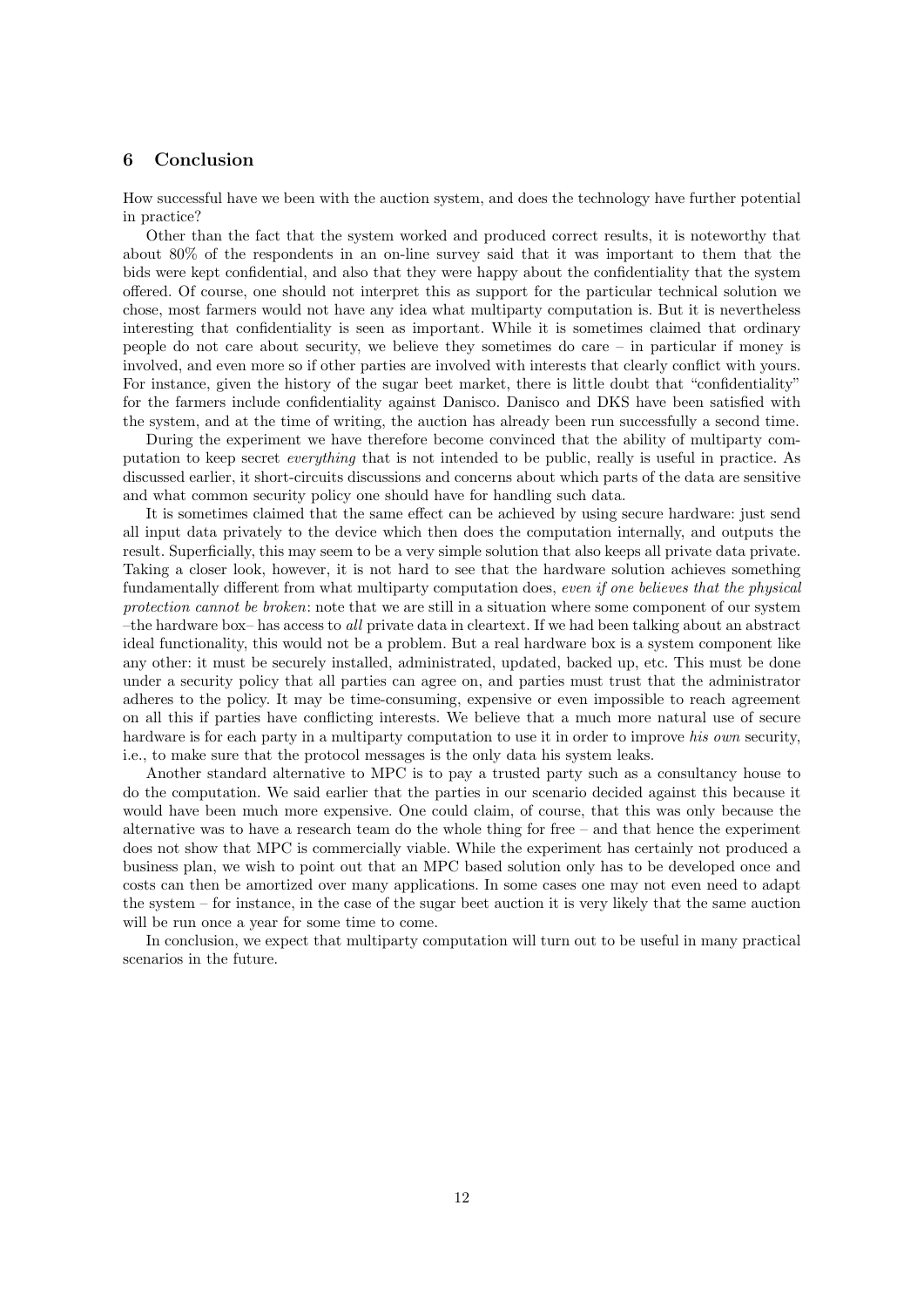## 6 Conclusion

How successful have we been with the auction system, and does the technology have further potential in practice?

Other than the fact that the system worked and produced correct results, it is noteworthy that about 80% of the respondents in an on-line survey said that it was important to them that the bids were kept confidential, and also that they were happy about the confidentiality that the system offered. Of course, one should not interpret this as support for the particular technical solution we chose, most farmers would not have any idea what multiparty computation is. But it is nevertheless interesting that confidentiality is seen as important. While it is sometimes claimed that ordinary people do not care about security, we believe they sometimes do care – in particular if money is involved, and even more so if other parties are involved with interests that clearly conflict with yours. For instance, given the history of the sugar beet market, there is little doubt that "confidentiality" for the farmers include confidentiality against Danisco. Danisco and DKS have been satisfied with the system, and at the time of writing, the auction has already been run successfully a second time.

During the experiment we have therefore become convinced that the ability of multiparty computation to keep secret *everything* that is not intended to be public, really is useful in practice. As discussed earlier, it short-circuits discussions and concerns about which parts of the data are sensitive and what common security policy one should have for handling such data.

It is sometimes claimed that the same effect can be achieved by using secure hardware: just send all input data privately to the device which then does the computation internally, and outputs the result. Superficially, this may seem to be a very simple solution that also keeps all private data private. Taking a closer look, however, it is not hard to see that the hardware solution achieves something fundamentally different from what multiparty computation does, *even if one believes that the physical protection cannot be broken*: note that we are still in a situation where some component of our system –the hardware box– has access to *all* private data in cleartext. If we had been talking about an abstract ideal functionality, this would not be a problem. But a real hardware box is a system component like any other: it must be securely installed, administrated, updated, backed up, etc. This must be done under a security policy that all parties can agree on, and parties must trust that the administrator adheres to the policy. It may be time-consuming, expensive or even impossible to reach agreement on all this if parties have conflicting interests. We believe that a much more natural use of secure hardware is for each party in a multiparty computation to use it in order to improve *his own* security, i.e., to make sure that the protocol messages is the only data his system leaks.

Another standard alternative to MPC is to pay a trusted party such as a consultancy house to do the computation. We said earlier that the parties in our scenario decided against this because it would have been much more expensive. One could claim, of course, that this was only because the alternative was to have a research team do the whole thing for free – and that hence the experiment does not show that MPC is commercially viable. While the experiment has certainly not produced a business plan, we wish to point out that an MPC based solution only has to be developed once and costs can then be amortized over many applications. In some cases one may not even need to adapt the system – for instance, in the case of the sugar beet auction it is very likely that the same auction will be run once a year for some time to come.

In conclusion, we expect that multiparty computation will turn out to be useful in many practical scenarios in the future.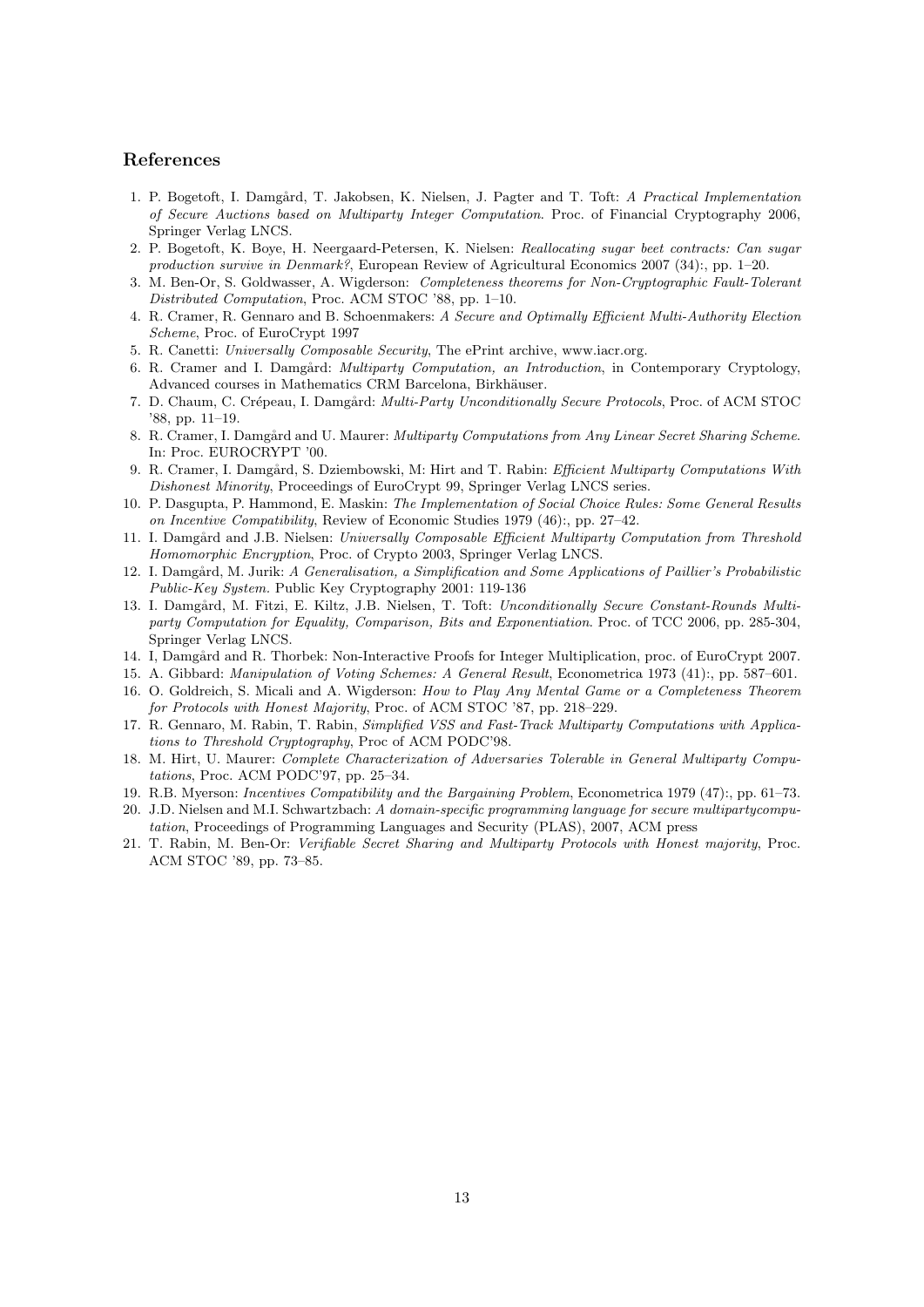## References

1. P. Bogetoft, I. Damgård, T. Jakobsen, K. Nielsen, J. Pagter and T. Toft: *A Practical Implementation of Secure Auctions based on Multiparty Integer Computation*. Proc. of Financial Cryptography 2006, Springer Verlag LNCS.
2. P. Bogetoft, K. Boye, H. Neergaard-Petersen, K. Nielsen: *Reallocating sugar beet contracts: Can sugar production survive in Denmark?*, European Review of Agricultural Economics 2007 (34):, pp. 1–20.
3. M. Ben-Or, S. Goldwasser, A. Wigderson: *Completeness theorems for Non-Cryptographic Fault-Tolerant Distributed Computation*, Proc. ACM STOC '88, pp. 1–10.
4. R. Cramer, R. Gennaro and B. Schoenmakers: *A Secure and Optimally Efficient Multi-Authority Election Scheme*, Proc. of EuroCrypt 1997
5. R. Canetti: *Universally Composable Security*, The ePrint archive, www.iacr.org.
6. R. Cramer and I. Damgård: *Multiparty Computation, an Introduction*, in Contemporary Cryptology, Advanced courses in Mathematics CRM Barcelona, Birkhäuser.
7. D. Chaum, C. Crépeau, I. Damgård: *Multi-Party Unconditionally Secure Protocols*, Proc. of ACM STOC '88, pp. 11–19.
8. R. Cramer, I. Damgård and U. Maurer: *Multiparty Computations from Any Linear Secret Sharing Scheme*. In: Proc. EUROCRYPT '00.
9. R. Cramer, I. Damgård, S. Dziembowski, M: Hirt and T. Rabin: *Efficient Multiparty Computations With Dishonest Minority*, Proceedings of EuroCrypt 99, Springer Verlag LNCS series.
10. P. Dasgupta, P. Hammond, E. Maskin: *The Implementation of Social Choice Rules: Some General Results on Incentive Compatibility*, Review of Economic Studies 1979 (46):, pp. 27–42.
11. I. Damgård and J.B. Nielsen: *Universally Composable Efficient Multiparty Computation from Threshold Homomorphic Encryption*, Proc. of Crypto 2003, Springer Verlag LNCS.
12. I. Damgård, M. Jurik: *A Generalisation, a Simplification and Some Applications of Paillier's Probabilistic Public-Key System*. Public Key Cryptography 2001: 119-136
13. I. Damgård, M. Fitzi, E. Kiltz, J.B. Nielsen, T. Toft: *Unconditionally Secure Constant-Rounds Multi-party Computation for Equality, Comparison, Bits and Exponentiation*. Proc. of TCC 2006, pp. 285-304, Springer Verlag LNCS.
14. I, Damgård and R. Thorbek: Non-Interactive Proofs for Integer Multiplication, proc. of EuroCrypt 2007.
15. A. Gibbard: *Manipulation of Voting Schemes: A General Result*, Econometrica 1973 (41):, pp. 587–601.
16. O. Goldreich, S. Micali and A. Wigderson: *How to Play Any Mental Game or a Completeness Theorem for Protocols with Honest Majority*, Proc. of ACM STOC '87, pp. 218–229.
17. R. Gennaro, M. Rabin, T. Rabin, *Simplified VSS and Fast-Track Multiparty Computations with Applications to Threshold Cryptography*, Proc of ACM PODC'98.
18. M. Hirt, U. Maurer: *Complete Characterization of Adversaries Tolerable in General Multiparty Computations*, Proc. ACM PODC'97, pp. 25–34.
19. R.B. Myerson: *Incentives Compatibility and the Bargaining Problem*, Econometrica 1979 (47):, pp. 61–73.
20. J.D. Nielsen and M.I. Schwartzbach: *A domain-specific programming language for secure multipartycomputation*, Proceedings of Programming Languages and Security (PLAS), 2007, ACM press
21. T. Rabin, M. Ben-Or: *Verifiable Secret Sharing and Multiparty Protocols with Honest majority*, Proc. ACM STOC '89, pp. 73–85.